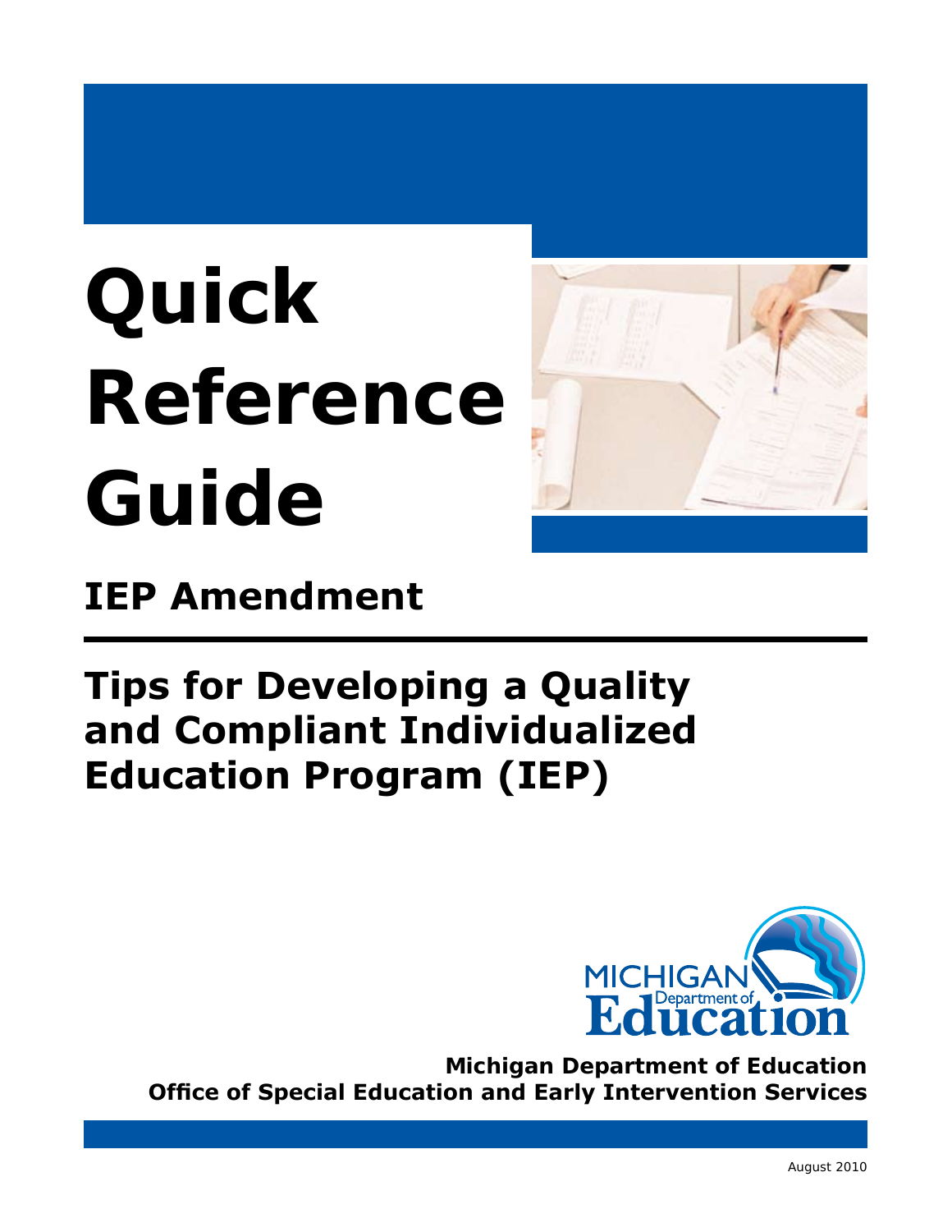# Quick Reference Guide

## IEP Amendment

## Tips for Developing a Quality and Compliant Individualized Education Program (IEP)

**Michigan Department of Education**
**Office of Special Education and Early Intervention Services**

August 2010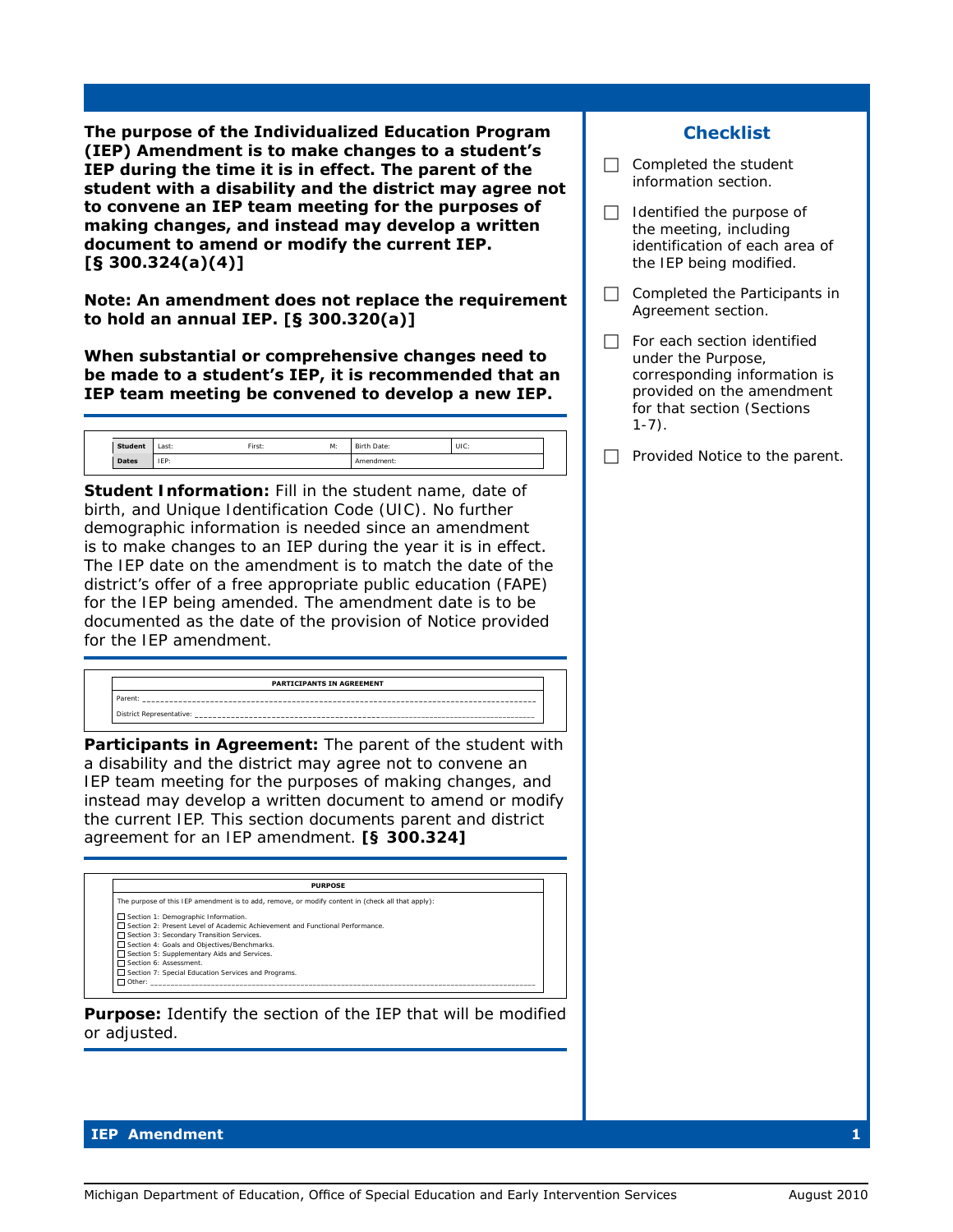**The purpose of the Individualized Education Program (IEP) Amendment is to make changes to a student's IEP during the time it is in effect. The parent of the student with a disability and the district may agree not to convene an IEP team meeting for the purposes of making changes, and instead may develop a written document to amend or modify the current IEP. [§ 300.324(a)(4)]**

**Note: An amendment does not replace the requirement to hold an annual IEP. [§ 300.320(a)]**

**When substantial or comprehensive changes need to be made to a student's IEP, it is recommended that an IEP team meeting be convened to develop a new IEP.**

| **Student** | Last: | First: | M: | Birth Date: | UIC: |
|---|---|---|---|---|---|
| **Dates** | IEP: | | | Amendment: | |

**Student Information:** Fill in the student name, date of birth, and Unique Identification Code (UIC). No further demographic information is needed since an amendment is to make changes to an IEP during the year it is in effect. The IEP date on the amendment is to match the date of the district's offer of a free appropriate public education (FAPE) for the IEP being amended. The amendment date is to be documented as the date of the provision of Notice provided for the IEP amendment.

| **PARTICIPANTS IN AGREEMENT** |
|---|
| Parent: ____________________ |
| District Representative: ____________________ |

**Participants in Agreement:** The parent of the student with a disability and the district may agree not to convene an IEP team meeting for the purposes of making changes, and instead may develop a written document to amend or modify the current IEP. This section documents parent and district agreement for an IEP amendment. **[§ 300.324]**

| **PURPOSE** |
|---|
| The purpose of this IEP amendment is to add, remove, or modify content in (check all that apply): <br> ☐ Section 1: Demographic Information. <br> ☐ Section 2: Present Level of Academic Achievement and Functional Performance. <br> ☐ Section 3: Secondary Transition Services. <br> ☐ Section 4: Goals and Objectives/Benchmarks. <br> ☐ Section 5: Supplementary Aids and Services. <br> ☐ Section 6: Assessment. <br> ☐ Section 7: Special Education Services and Programs. <br> ☐ Other: ____________________ |

**Purpose:** Identify the section of the IEP that will be modified or adjusted.

## Checklist

- ☐ Completed the student information section.
- ☐ Identified the purpose of the meeting, including identification of each area of the IEP being modified.
- ☐ Completed the Participants in Agreement section.
- ☐ For each section identified under the Purpose, corresponding information is provided on the amendment for that section (Sections 1-7).
- ☐ Provided Notice to the parent.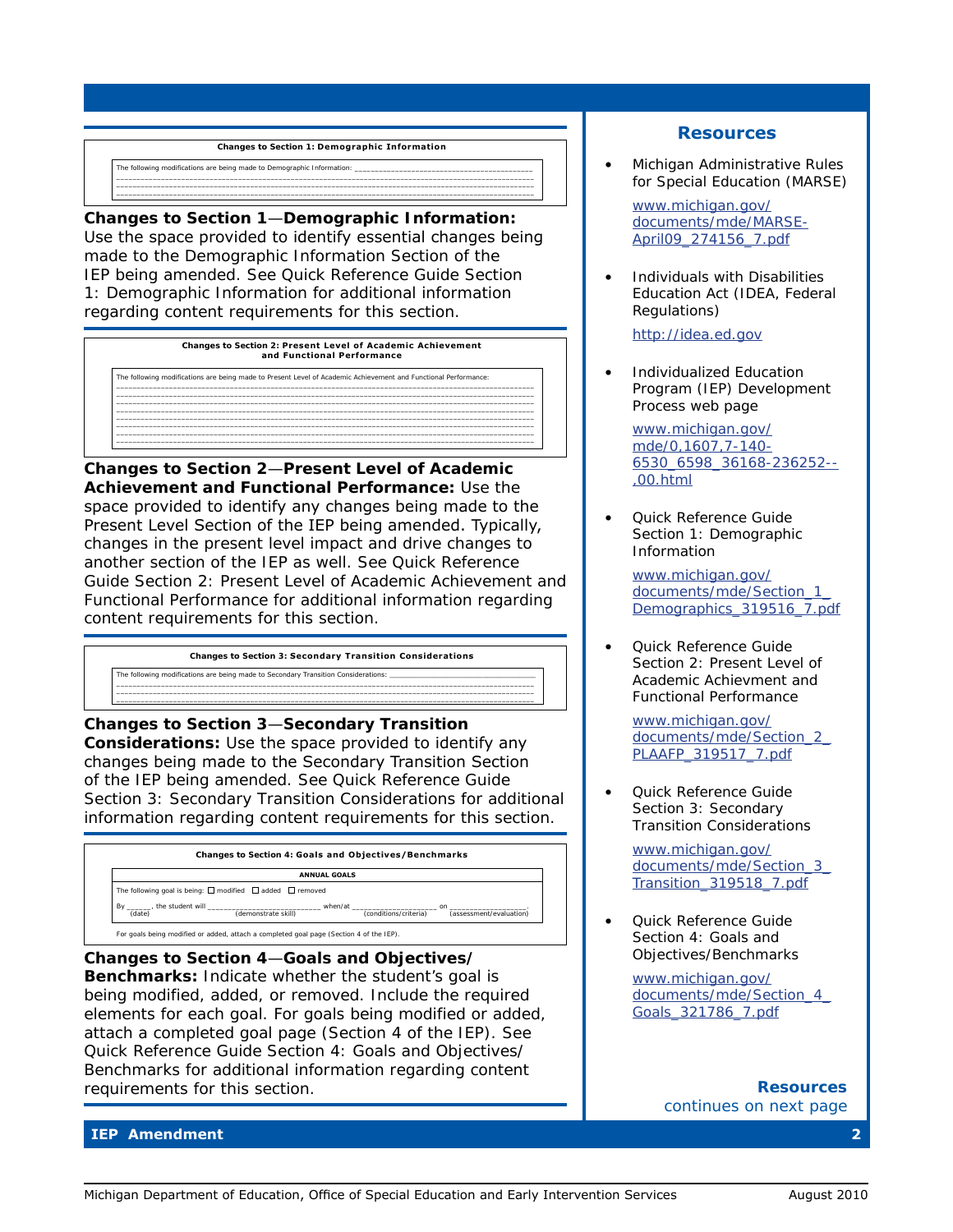**Changes to Section 1: Demographic Information**

The following modifications are being made to Demographic Information: ___________________________________________
___________________________________________________________________________________________________
___________________________________________________________________________________________________

**Changes to Section 1—Demographic Information:** Use the space provided to identify essential changes being made to the Demographic Information Section of the IEP being amended. See Quick Reference Guide Section 1: Demographic Information for additional information regarding content requirements for this section.

**Changes to Section 2: Present Level of Academic Achievement and Functional Performance**

The following modifications are being made to Present Level of Academic Achievement and Functional Performance:
___________________________________________________________________________________________________
___________________________________________________________________________________________________
___________________________________________________________________________________________________
___________________________________________________________________________________________________
___________________________________________________________________________________________________
___________________________________________________________________________________________________
___________________________________________________________________________________________________

**Changes to Section 2—Present Level of Academic Achievement and Functional Performance:** Use the space provided to identify any changes being made to the Present Level Section of the IEP being amended. Typically, changes in the present level impact and drive changes to another section of the IEP as well. See Quick Reference Guide Section 2: Present Level of Academic Achievement and Functional Performance for additional information regarding content requirements for this section.

**Changes to Section 3: Secondary Transition Considerations**

The following modifications are being made to Secondary Transition Considerations: ______________________________
___________________________________________________________________________________________________
___________________________________________________________________________________________________

**Changes to Section 3—Secondary Transition Considerations:** Use the space provided to identify any changes being made to the Secondary Transition Section of the IEP being amended. See Quick Reference Guide Section 3: Secondary Transition Considerations for additional information regarding content requirements for this section.

**Changes to Section 4: Goals and Objectives/Benchmarks**

**ANNUAL GOALS**

The following goal is being: ☐ modified ☐ added ☐ removed

By ______ (date), the student will __________________________ (demonstrate skill) when/at ____________________ (conditions/criteria) on __________________ (assessment/evaluation).

For goals being modified or added, attach a completed goal page (Section 4 of the IEP).

**Changes to Section 4—Goals and Objectives/Benchmarks:** Indicate whether the student's goal is being modified, added, or removed. Include the required elements for each goal. For goals being modified or added, attach a completed goal page (Section 4 of the IEP). See Quick Reference Guide Section 4: Goals and Objectives/Benchmarks for additional information regarding content requirements for this section.

## Resources

- Michigan Administrative Rules for Special Education (MARSE)

  www.michigan.gov/documents/mde/MARSE-April09_274156_7.pdf

- Individuals with Disabilities Education Act (IDEA, Federal Regulations)

  http://idea.ed.gov

- Individualized Education Program (IEP) Development Process web page

  www.michigan.gov/mde/0,1607,7-140-6530_6598_36168-236252--,00.html

- Quick Reference Guide Section 1: Demographic Information

  www.michigan.gov/documents/mde/Section_1_Demographics_319516_7.pdf

- Quick Reference Guide Section 2: Present Level of Academic Achievment and Functional Performance

  www.michigan.gov/documents/mde/Section_2_PLAAFP_319517_7.pdf

- Quick Reference Guide Section 3: Secondary Transition Considerations

  www.michigan.gov/documents/mde/Section_3_Transition_319518_7.pdf

- Quick Reference Guide Section 4: Goals and Objectives/Benchmarks

  www.michigan.gov/documents/mde/Section_4_Goals_321786_7.pdf

**Resources** continues on next page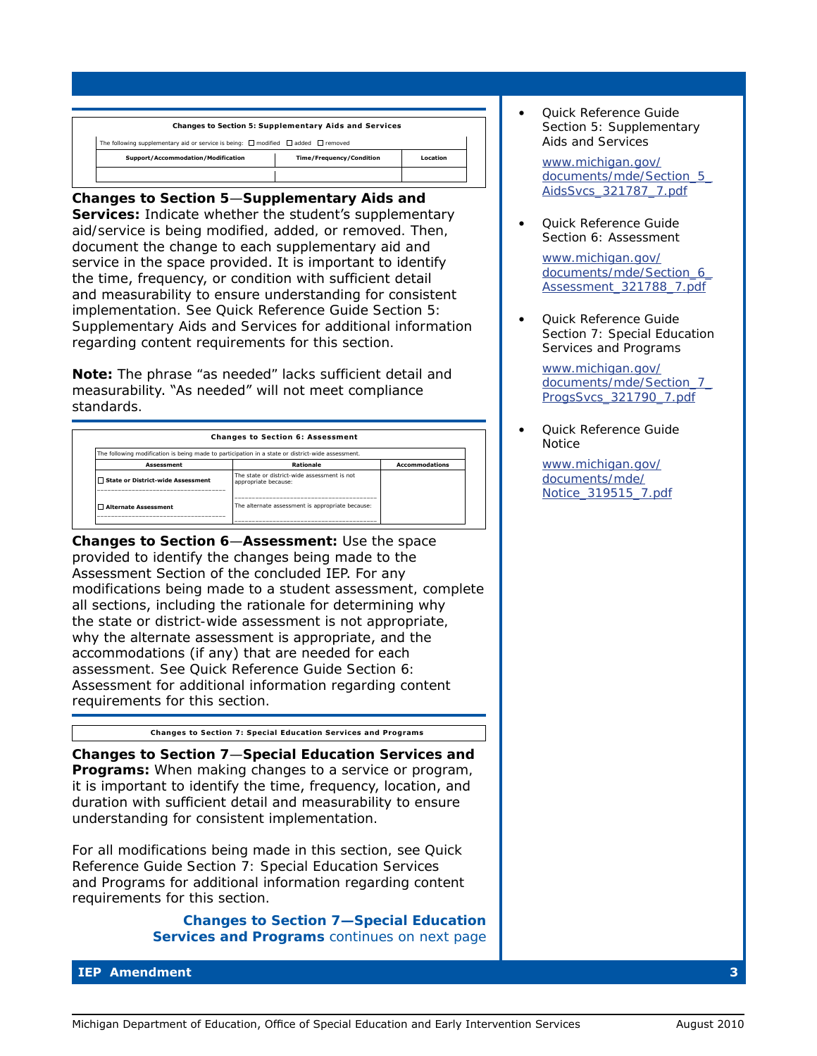**Changes to Section 5: Supplementary Aids and Services**

The following supplementary aid or service is being: ☐ modified ☐ added ☐ removed

| Support/Accommodation/Modification | Time/Frequency/Condition | Location |
|---|---|---|
| | | |

**Changes to Section 5—Supplementary Aids and Services:** Indicate whether the student's supplementary aid/service is being modified, added, or removed. Then, document the change to each supplementary aid and service in the space provided. It is important to identify the time, frequency, or condition with sufficient detail and measurability to ensure understanding for consistent implementation. See Quick Reference Guide Section 5: Supplementary Aids and Services for additional information regarding content requirements for this section.

**Note:** The phrase "as needed" lacks sufficient detail and measurability. "As needed" will not meet compliance standards.

**Changes to Section 6: Assessment**

The following modification is being made to participation in a state or district-wide assessment.

| Assessment | Rationale | Accommodations |
|---|---|---|
| ☐ State or District-wide Assessment | The state or district-wide assessment is not appropriate because: | |
| ☐ Alternate Assessment | The alternate assessment is appropriate because: | |

**Changes to Section 6—Assessment:** Use the space provided to identify the changes being made to the Assessment Section of the concluded IEP. For any modifications being made to a student assessment, complete all sections, including the rationale for determining why the state or district-wide assessment is not appropriate, why the alternate assessment is appropriate, and the accommodations (if any) that are needed for each assessment. See Quick Reference Guide Section 6: Assessment for additional information regarding content requirements for this section.

**Changes to Section 7: Special Education Services and Programs**

**Changes to Section 7—Special Education Services and Programs:** When making changes to a service or program, it is important to identify the time, frequency, location, and duration with sufficient detail and measurability to ensure understanding for consistent implementation.

For all modifications being made in this section, see Quick Reference Guide Section 7: Special Education Services and Programs for additional information regarding content requirements for this section.

**Changes to Section 7—Special Education Services and Programs** continues on next page

- Quick Reference Guide Section 5: Supplementary Aids and Services

  www.michigan.gov/documents/mde/Section_5_AidsSvcs_321787_7.pdf

- Quick Reference Guide Section 6: Assessment

  www.michigan.gov/documents/mde/Section_6_Assessment_321788_7.pdf

- Quick Reference Guide Section 7: Special Education Services and Programs

  www.michigan.gov/documents/mde/Section_7_ProgsSvcs_321790_7.pdf

- Quick Reference Guide Notice

  www.michigan.gov/documents/mde/Notice_319515_7.pdf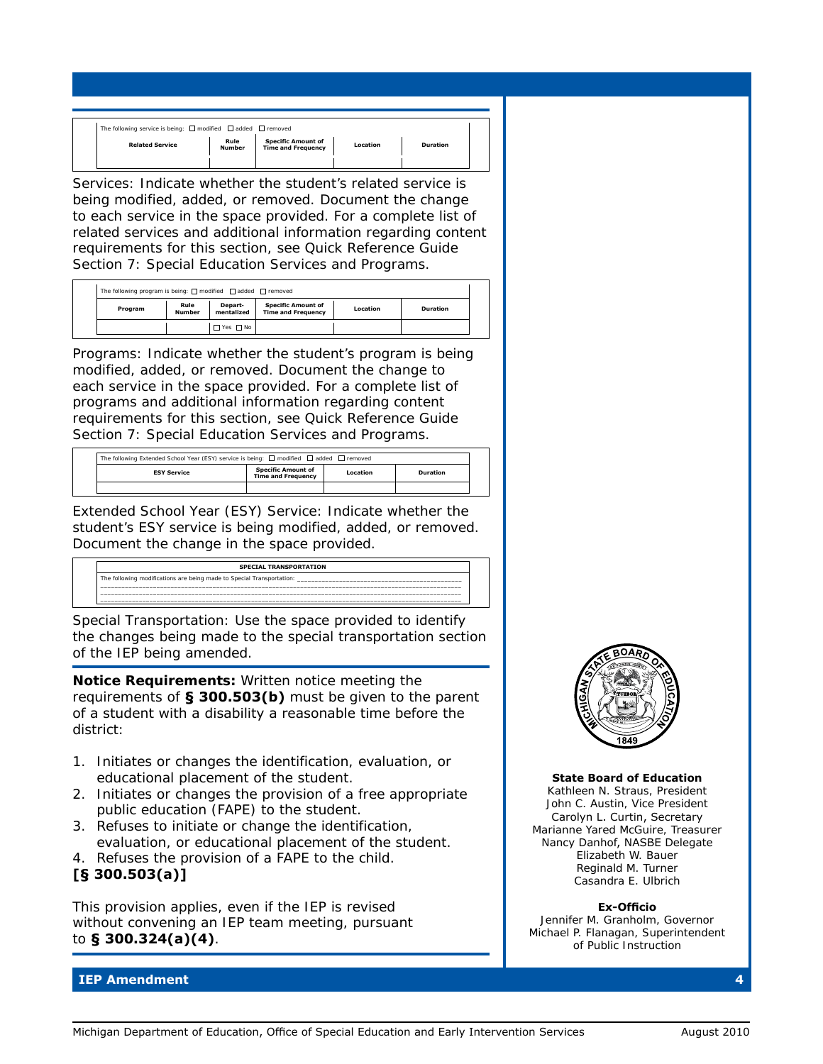| The following service is being: ☐ modified ☐ added ☐ removed | | | | |
| --- | --- | --- | --- | --- |
| **Related Service** | **Rule Number** | **Specific Amount of Time and Frequency** | **Location** | **Duration** |
| | | | | |

Services: Indicate whether the student's related service is being modified, added, or removed. Document the change to each service in the space provided. For a complete list of related services and additional information regarding content requirements for this section, see Quick Reference Guide Section 7: Special Education Services and Programs.

| The following program is being: ☐ modified ☐ added ☐ removed | | | | | |
| --- | --- | --- | --- | --- | --- |
| **Program** | **Rule Number** | **Depart-mentalized** | **Specific Amount of Time and Frequency** | **Location** | **Duration** |
| | | ☐ Yes ☐ No | | | |

Programs: Indicate whether the student's program is being modified, added, or removed. Document the change to each service in the space provided. For a complete list of programs and additional information regarding content requirements for this section, see Quick Reference Guide Section 7: Special Education Services and Programs.

| The following Extended School Year (ESY) service is being: ☐ modified ☐ added ☐ removed | | | |
| --- | --- | --- | --- |
| **ESY Service** | **Specific Amount of Time and Frequency** | **Location** | **Duration** |
| | | | |

Extended School Year (ESY) Service: Indicate whether the student's ESY service is being modified, added, or removed. Document the change in the space provided.

| SPECIAL TRANSPORTATION |
| --- |
| The following modifications are being made to Special Transportation: ______________________________ |

Special Transportation: Use the space provided to identify the changes being made to the special transportation section of the IEP being amended.

**Notice Requirements:** Written notice meeting the requirements of **§ 300.503(b)** must be given to the parent of a student with a disability a reasonable time before the district:

1. Initiates or changes the identification, evaluation, or educational placement of the student.
2. Initiates or changes the provision of a free appropriate public education (FAPE) to the student.
3. Refuses to initiate or change the identification, evaluation, or educational placement of the student.
4. Refuses the provision of a FAPE to the child.

**[§ 300.503(a)]**

This provision applies, even if the IEP is revised without convening an IEP team meeting, pursuant to **§ 300.324(a)(4)**.

**State Board of Education**
Kathleen N. Straus, President
John C. Austin, Vice President
Carolyn L. Curtin, Secretary
Marianne Yared McGuire, Treasurer
Nancy Danhof, NASBE Delegate
Elizabeth W. Bauer
Reginald M. Turner
Casandra E. Ulbrich

**Ex-Officio**
Jennifer M. Granholm, Governor
Michael P. Flanagan, Superintendent of Public Instruction